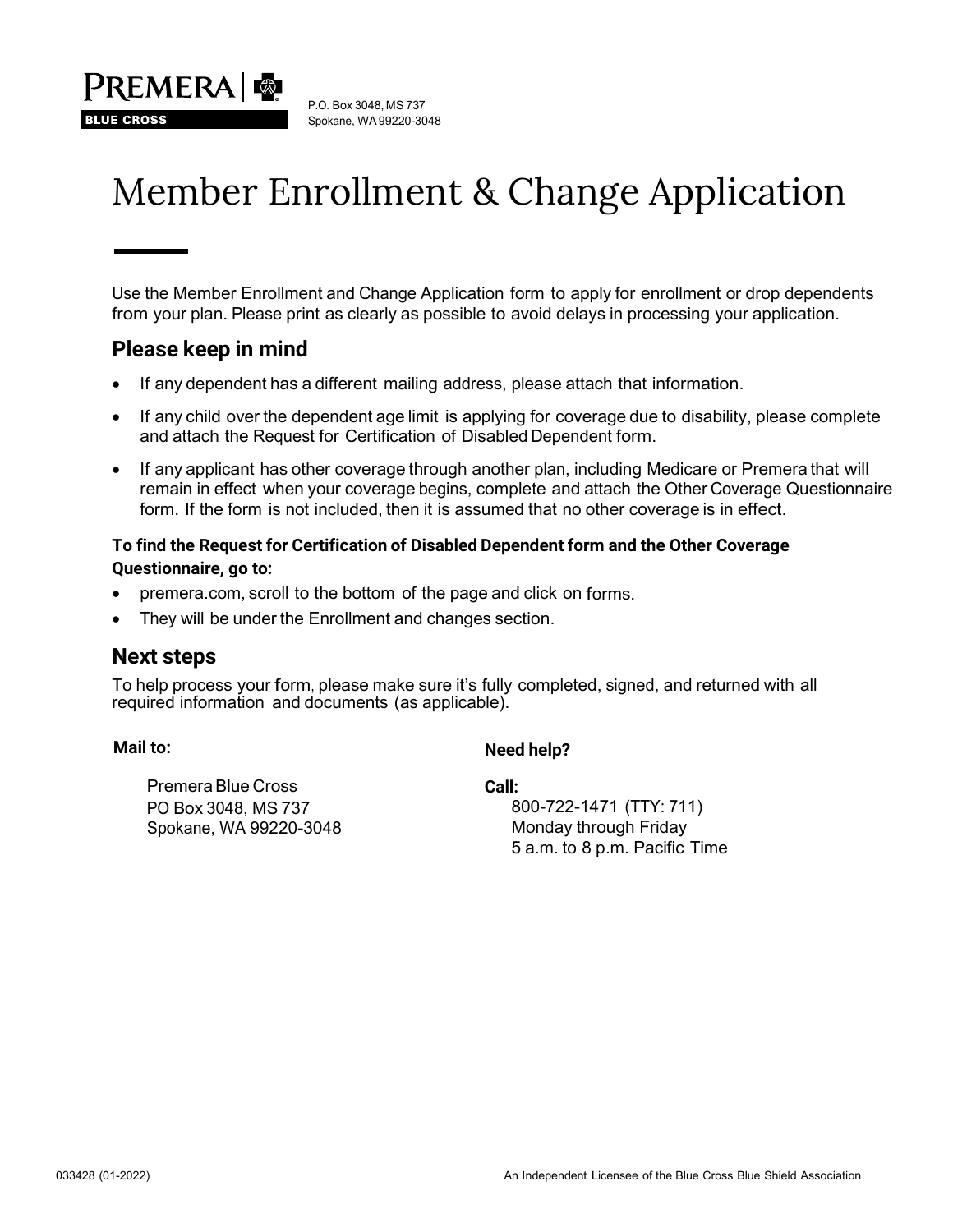PREMERA | BLUE CROSS

P.O. Box 3048, MS 737
Spokane, WA 99220-3048

# Member Enrollment & Change Application

Use the Member Enrollment and Change Application form to apply for enrollment or drop dependents from your plan. Please print as clearly as possible to avoid delays in processing your application.

## Please keep in mind

- If any dependent has a different mailing address, please attach that information.
- If any child over the dependent age limit is applying for coverage due to disability, please complete and attach the Request for Certification of Disabled Dependent form.
- If any applicant has other coverage through another plan, including Medicare or Premera that will remain in effect when your coverage begins, complete and attach the Other Coverage Questionnaire form. If the form is not included, then it is assumed that no other coverage is in effect.

**To find the Request for Certification of Disabled Dependent form and the Other Coverage Questionnaire, go to:**

- premera.com, scroll to the bottom of the page and click on forms.
- They will be under the Enrollment and changes section.

## Next steps

To help process your form, please make sure it's fully completed, signed, and returned with all required information and documents (as applicable).

**Mail to:**

Premera Blue Cross
PO Box 3048, MS 737
Spokane, WA 99220-3048

**Need help?**

**Call:**
800-722-1471 (TTY: 711)
Monday through Friday
5 a.m. to 8 p.m. Pacific Time

033428 (01-2022)

An Independent Licensee of the Blue Cross Blue Shield Association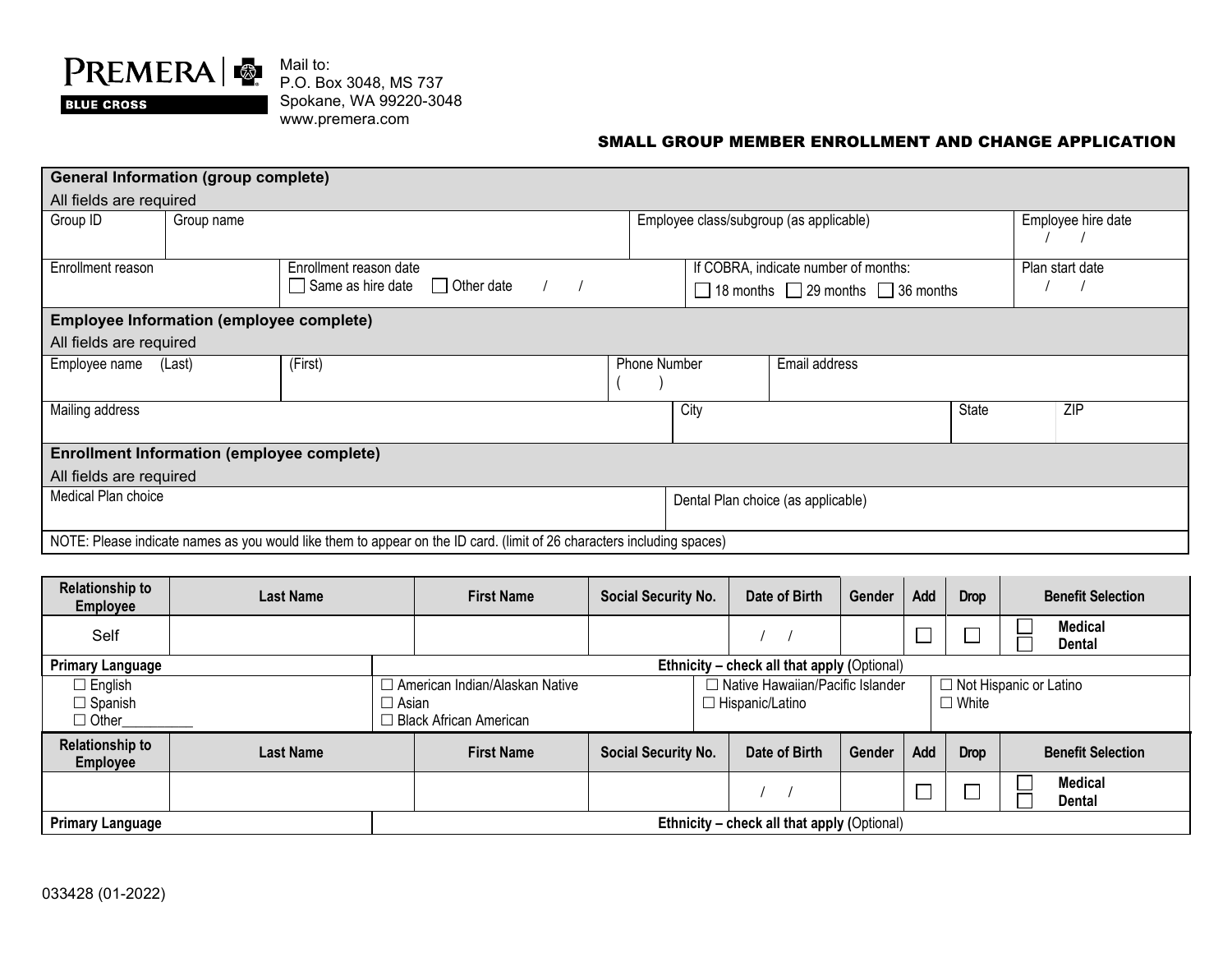PREMERA | BLUE CROSS

Mail to:
P.O. Box 3048, MS 737
Spokane, WA 99220-3048
www.premera.com

## SMALL GROUP MEMBER ENROLLMENT AND CHANGE APPLICATION

| **General Information (group complete)**<br>All fields are required | | | |
|---|---|---|---|
| Group ID | Group name | Employee class/subgroup (as applicable) | Employee hire date<br>/ / |
| Enrollment reason | Enrollment reason date<br>☐ Same as hire date ☐ Other date / / | If COBRA, indicate number of months:<br>☐ 18 months ☐ 29 months ☐ 36 months | Plan start date<br>/ / |

| **Employee Information (employee complete)**<br>All fields are required | | | |
|---|---|---|---|
| Employee name (Last) | (First) | Phone Number<br>( ) | Email address |
| Mailing address | City | State | ZIP |

| **Enrollment Information (employee complete)**<br>All fields are required | |
|---|---|
| Medical Plan choice | Dental Plan choice (as applicable) |
| NOTE: Please indicate names as you would like them to appear on the ID card. (limit of 26 characters including spaces) | |

| Relationship to Employee | Last Name | First Name | Social Security No. | Date of Birth | Gender | Add | Drop | Benefit Selection |
|---|---|---|---|---|---|---|---|---|
| Self | | | | / / | | ☐ | ☐ | ☐ Medical<br>☐ Dental |

| Primary Language | Ethnicity – check all that apply (Optional) | | |
|---|---|---|---|
| ☐ English<br>☐ Spanish<br>☐ Other_________ | ☐ American Indian/Alaskan Native<br>☐ Asian<br>☐ Black African American | ☐ Native Hawaiian/Pacific Islander<br>☐ Hispanic/Latino | ☐ Not Hispanic or Latino<br>☐ White |

| Relationship to Employee | Last Name | First Name | Social Security No. | Date of Birth | Gender | Add | Drop | Benefit Selection |
|---|---|---|---|---|---|---|---|---|
| | | | | / / | | ☐ | ☐ | ☐ Medical<br>☐ Dental |

| Primary Language | Ethnicity – check all that apply (Optional) |
|---|---|

033428 (01-2022)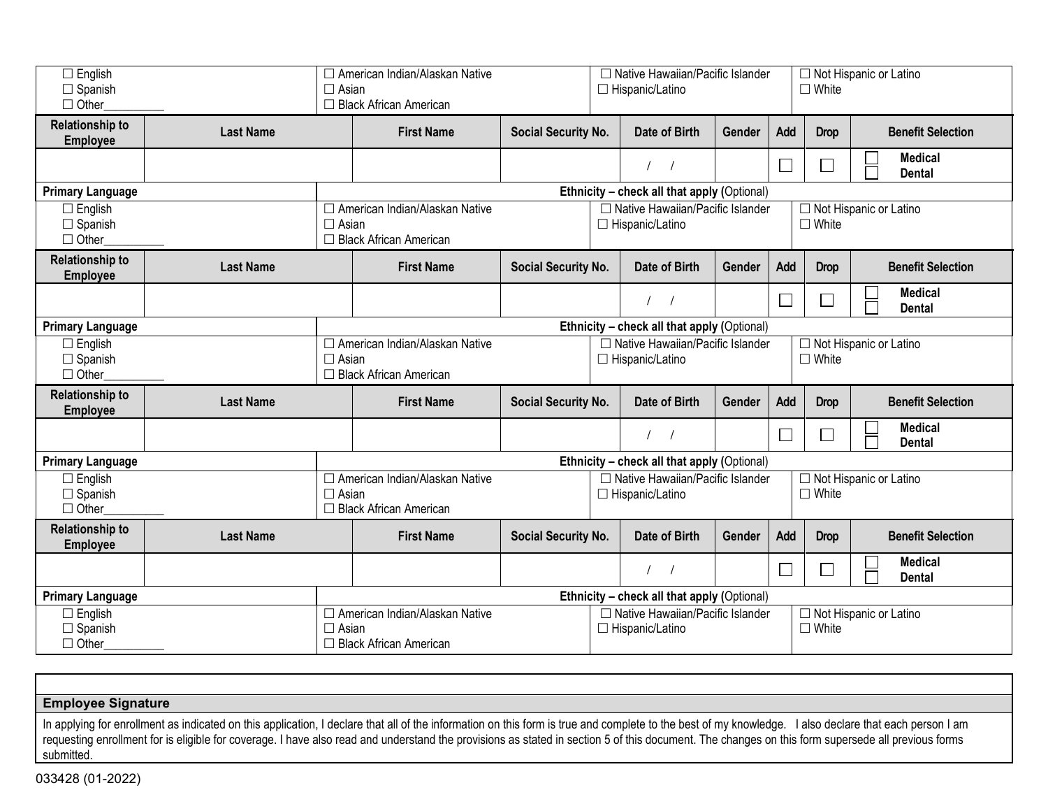| | | | |
|---|---|---|---|
| ☐ English<br>☐ Spanish<br>☐ Other_________ | ☐ American Indian/Alaskan Native<br>☐ Asian<br>☐ Black African American | ☐ Native Hawaiian/Pacific Islander<br>☐ Hispanic/Latino | ☐ Not Hispanic or Latino<br>☐ White |

| Relationship to Employee | Last Name | First Name | Social Security No. | Date of Birth | Gender | Add | Drop | Benefit Selection |
|---|---|---|---|---|---|---|---|---|
| | | | | / / | | ☐ | ☐ | ☐ **Medical**<br>☐ **Dental** |

| Primary Language | Ethnicity – check all that apply (Optional) | | |
|---|---|---|---|
| ☐ English<br>☐ Spanish<br>☐ Other_________ | ☐ American Indian/Alaskan Native<br>☐ Asian<br>☐ Black African American | ☐ Native Hawaiian/Pacific Islander<br>☐ Hispanic/Latino | ☐ Not Hispanic or Latino<br>☐ White |

| Relationship to Employee | Last Name | First Name | Social Security No. | Date of Birth | Gender | Add | Drop | Benefit Selection |
|---|---|---|---|---|---|---|---|---|
| | | | | / / | | ☐ | ☐ | ☐ **Medical**<br>☐ **Dental** |

| Primary Language | Ethnicity – check all that apply (Optional) | | |
|---|---|---|---|
| ☐ English<br>☐ Spanish<br>☐ Other_________ | ☐ American Indian/Alaskan Native<br>☐ Asian<br>☐ Black African American | ☐ Native Hawaiian/Pacific Islander<br>☐ Hispanic/Latino | ☐ Not Hispanic or Latino<br>☐ White |

| Relationship to Employee | Last Name | First Name | Social Security No. | Date of Birth | Gender | Add | Drop | Benefit Selection |
|---|---|---|---|---|---|---|---|---|
| | | | | / / | | ☐ | ☐ | ☐ **Medical**<br>☐ **Dental** |

| Primary Language | Ethnicity – check all that apply (Optional) | | |
|---|---|---|---|
| ☐ English<br>☐ Spanish<br>☐ Other_________ | ☐ American Indian/Alaskan Native<br>☐ Asian<br>☐ Black African American | ☐ Native Hawaiian/Pacific Islander<br>☐ Hispanic/Latino | ☐ Not Hispanic or Latino<br>☐ White |

| Relationship to Employee | Last Name | First Name | Social Security No. | Date of Birth | Gender | Add | Drop | Benefit Selection |
|---|---|---|---|---|---|---|---|---|
| | | | | / / | | ☐ | ☐ | ☐ **Medical**<br>☐ **Dental** |

| Primary Language | Ethnicity – check all that apply (Optional) | | |
|---|---|---|---|
| ☐ English<br>☐ Spanish<br>☐ Other_________ | ☐ American Indian/Alaskan Native<br>☐ Asian<br>☐ Black African American | ☐ Native Hawaiian/Pacific Islander<br>☐ Hispanic/Latino | ☐ Not Hispanic or Latino<br>☐ White |

**Employee Signature**

In applying for enrollment as indicated on this application, I declare that all of the information on this form is true and complete to the best of my knowledge. I also declare that each person I am requesting enrollment for is eligible for coverage. I have also read and understand the provisions as stated in section 5 of this document. The changes on this form supersede all previous forms submitted.

033428 (01-2022)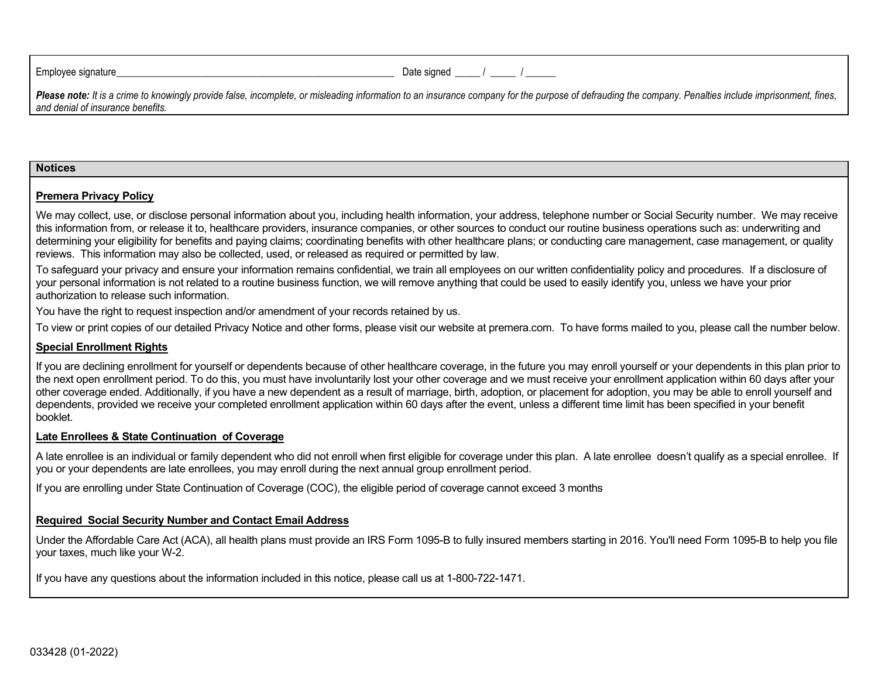Employee signature_______________________________________________________ Date signed _____ / _____ / ______

***Please note:*** *It is a crime to knowingly provide false, incomplete, or misleading information to an insurance company for the purpose of defrauding the company. Penalties include imprisonment, fines, and denial of insurance benefits.*

## Notices

### Premera Privacy Policy

We may collect, use, or disclose personal information about you, including health information, your address, telephone number or Social Security number. We may receive this information from, or release it to, healthcare providers, insurance companies, or other sources to conduct our routine business operations such as: underwriting and determining your eligibility for benefits and paying claims; coordinating benefits with other healthcare plans; or conducting care management, case management, or quality reviews. This information may also be collected, used, or released as required or permitted by law.

To safeguard your privacy and ensure your information remains confidential, we train all employees on our written confidentiality policy and procedures. If a disclosure of your personal information is not related to a routine business function, we will remove anything that could be used to easily identify you, unless we have your prior authorization to release such information.

You have the right to request inspection and/or amendment of your records retained by us.

To view or print copies of our detailed Privacy Notice and other forms, please visit our website at premera.com. To have forms mailed to you, please call the number below.

### Special Enrollment Rights

If you are declining enrollment for yourself or dependents because of other healthcare coverage, in the future you may enroll yourself or your dependents in this plan prior to the next open enrollment period. To do this, you must have involuntarily lost your other coverage and we must receive your enrollment application within 60 days after your other coverage ended. Additionally, if you have a new dependent as a result of marriage, birth, adoption, or placement for adoption, you may be able to enroll yourself and dependents, provided we receive your completed enrollment application within 60 days after the event, unless a different time limit has been specified in your benefit booklet.

### Late Enrollees & State Continuation of Coverage

A late enrollee is an individual or family dependent who did not enroll when first eligible for coverage under this plan. A late enrollee doesn't qualify as a special enrollee. If you or your dependents are late enrollees, you may enroll during the next annual group enrollment period.

If you are enrolling under State Continuation of Coverage (COC), the eligible period of coverage cannot exceed 3 months

### Required Social Security Number and Contact Email Address

Under the Affordable Care Act (ACA), all health plans must provide an IRS Form 1095-B to fully insured members starting in 2016. You'll need Form 1095-B to help you file your taxes, much like your W-2.

If you have any questions about the information included in this notice, please call us at 1-800-722-1471.

033428 (01-2022)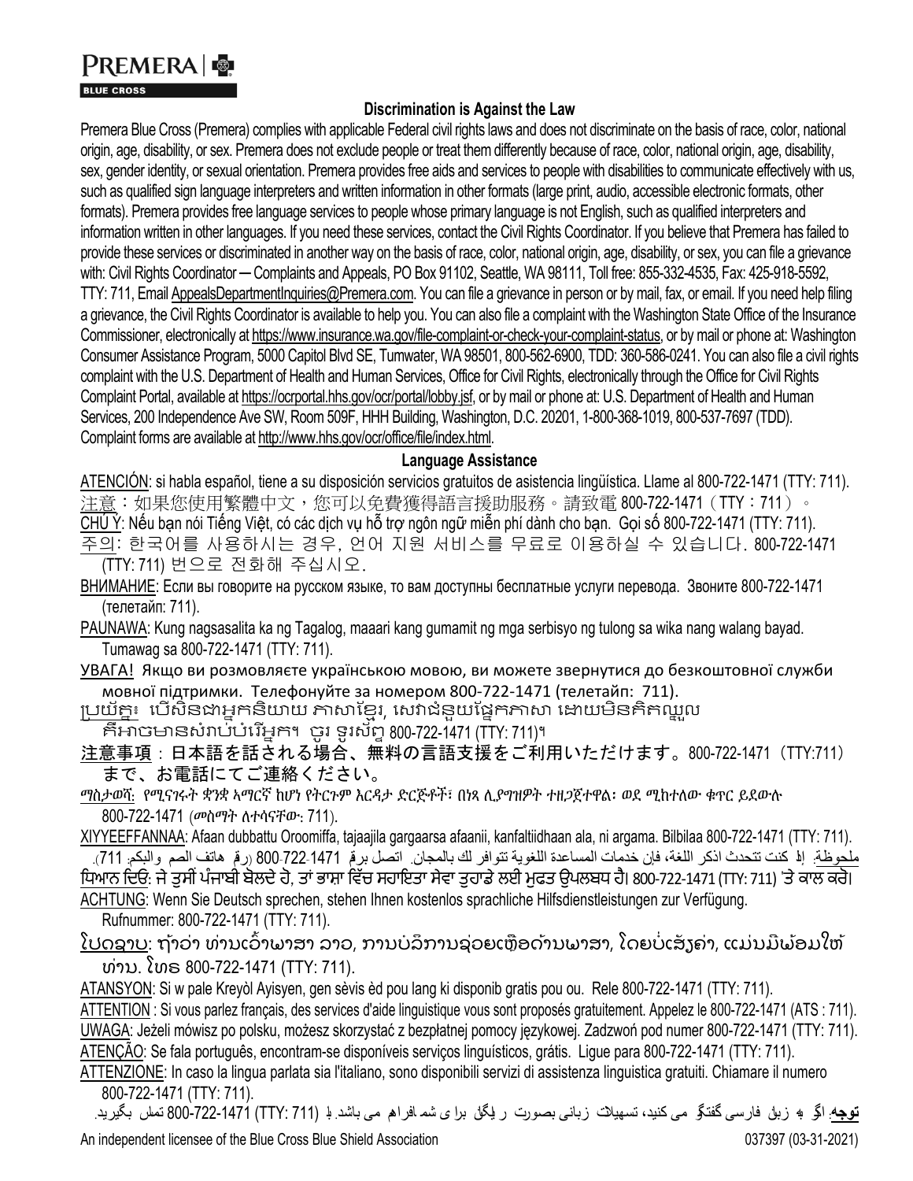PREMERA | BLUE CROSS

## Discrimination is Against the Law

Premera Blue Cross (Premera) complies with applicable Federal civil rights laws and does not discriminate on the basis of race, color, national origin, age, disability, or sex. Premera does not exclude people or treat them differently because of race, color, national origin, age, disability, sex, gender identity, or sexual orientation. Premera provides free aids and services to people with disabilities to communicate effectively with us, such as qualified sign language interpreters and written information in other formats (large print, audio, accessible electronic formats, other formats). Premera provides free language services to people whose primary language is not English, such as qualified interpreters and information written in other languages. If you need these services, contact the Civil Rights Coordinator. If you believe that Premera has failed to provide these services or discriminated in another way on the basis of race, color, national origin, age, disability, or sex, you can file a grievance with: Civil Rights Coordinator ─ Complaints and Appeals, PO Box 91102, Seattle, WA 98111, Toll free: 855-332-4535, Fax: 425-918-5592, TTY: 711, Email AppealsDepartmentInquiries@Premera.com. You can file a grievance in person or by mail, fax, or email. If you need help filing a grievance, the Civil Rights Coordinator is available to help you. You can also file a complaint with the Washington State Office of the Insurance Commissioner, electronically at https://www.insurance.wa.gov/file-complaint-or-check-your-complaint-status, or by mail or phone at: Washington Consumer Assistance Program, 5000 Capitol Blvd SE, Tumwater, WA 98501, 800-562-6900, TDD: 360-586-0241. You can also file a civil rights complaint with the U.S. Department of Health and Human Services, Office for Civil Rights, electronically through the Office for Civil Rights Complaint Portal, available at https://ocrportal.hhs.gov/ocr/portal/lobby.jsf, or by mail or phone at: U.S. Department of Health and Human Services, 200 Independence Ave SW, Room 509F, HHH Building, Washington, D.C. 20201, 1-800-368-1019, 800-537-7697 (TDD). Complaint forms are available at http://www.hhs.gov/ocr/office/file/index.html.

## Language Assistance

ATENCIÓN: si habla español, tiene a su disposición servicios gratuitos de asistencia lingüística. Llame al 800-722-1471 (TTY: 711).

注意：如果您使用繁體中文，您可以免費獲得語言援助服務。請致電 800-722-1471（TTY：711）。

CHÚ Ý: Nếu bạn nói Tiếng Việt, có các dịch vụ hỗ trợ ngôn ngữ miễn phí dành cho bạn. Gọi số 800-722-1471 (TTY: 711).

주의: 한국어를 사용하시는 경우, 언어 지원 서비스를 무료로 이용하실 수 있습니다. 800-722-1471 (TTY: 711) 번으로 전화해 주십시오.

ВНИМАНИЕ: Если вы говорите на русском языке, то вам доступны бесплатные услуги перевода. Звоните 800-722-1471 (телетайп: 711).

PAUNAWA: Kung nagsasalita ka ng Tagalog, maaari kang gumamit ng mga serbisyo ng tulong sa wika nang walang bayad. Tumawag sa 800-722-1471 (TTY: 711).

УВАГА! Якщо ви розмовляєте українською мовою, ви можете звернутися до безкоштовної служби мовної підтримки. Телефонуйте за номером 800-722-1471 (телетайп: 711).

ប្រយ័ត្ន៖ បើសិនជាអ្នកនិយាយ ភាសាខ្មែរ, សេវាជំនួយផ្នែកភាសា ដោយមិនគិតឈ្នួល គឺអាចមានសំរាប់បំរើអ្នក។ ចូរ ទូរស័ព្ទ 800-722-1471 (TTY: 711)។

注意事項：日本語を話される場合、無料の言語支援をご利用いただけます。800-722-1471（TTY:711）まで、お電話にてご連絡ください。

ማስታወሻ: የሚናገሩት ቋንቋ ኣማርኛ ከሆነ የትርጉም እርዳታ ድርጅቶች፣ በነጻ ሊያግዝዎት ተዘጋጀተዋል፡ ወደ ሚከተለው ቁጥር ይደውሉ 800-722-1471 (መስማት ለተሳናቸው: 711).

XIYYEEFFANNAA: Afaan dubbattu Oroomiffa, tajaajila gargaarsa afaanii, kanfaltiidhaan ala, ni argama. Bilbilaa 800-722-1471 (TTY: 711).

ملحوظة: إذا كنت تتحدث اذكر اللغة، فإن خدمات المساعدة اللغوية تتوافر لك بالمجان. اتصل برقم 1471-722-800 (رقم هاتف الصم والبكم: 711).

ਧਿਆਨ ਦਿਓ: ਜੇ ਤੁਸੀਂ ਪੰਜਾਬੀ ਬੋਲਦੇ ਹੋ, ਤਾਂ ਭਾਸ਼ਾ ਵਿੱਚ ਸਹਾਇਤਾ ਸੇਵਾ ਤੁਹਾਡੇ ਲਈ ਮੁਫਤ ਉਪਲਬਧ ਹੈ। 800-722-1471 (TTY: 711) 'ਤੇ ਕਾਲ ਕਰੋ।

ACHTUNG: Wenn Sie Deutsch sprechen, stehen Ihnen kostenlos sprachliche Hilfsdienstleistungen zur Verfügung. Rufnummer: 800-722-1471 (TTY: 711).

ໂປດຊາບ: ຖ້າວ່າ ທ່ານເວົ້າພາສາ ລາວ, ການບໍລິການຊ່ວຍເຫຼືອດ້ານພາສາ, ໂດຍບໍ່ເສັຽຄ່າ, ແມ່ນມີພ້ອມໃຫ້ທ່ານ. ໂທຣ 800-722-1471 (TTY: 711).

ATANSYON: Si w pale Kreyòl Ayisyen, gen sèvis èd pou lang ki disponib gratis pou ou. Rele 800-722-1471 (TTY: 711).

ATTENTION : Si vous parlez français, des services d'aide linguistique vous sont proposés gratuitement. Appelez le 800-722-1471 (ATS : 711).

UWAGA: Jeżeli mówisz po polsku, możesz skorzystać z bezpłatnej pomocy językowej. Zadzwoń pod numer 800-722-1471 (TTY: 711).

ATENÇÃO: Se fala português, encontram-se disponíveis serviços linguísticos, grátis. Ligue para 800-722-1471 (TTY: 711).

ATTENZIONE: In caso la lingua parlata sia l'italiano, sono disponibili servizi di assistenza linguistica gratuiti. Chiamare il numero 800-722-1471 (TTY: 711).

**توجه**: اگر به زبان فارسی گفتگو می کنید، تسهیلات زبانی بصورت رایگان برای شما فراهم می باشد. با (TTY: 711) 800-722-1471 تماس بگیرید.

An independent licensee of the Blue Cross Blue Shield Association 037397 (03-31-2021)